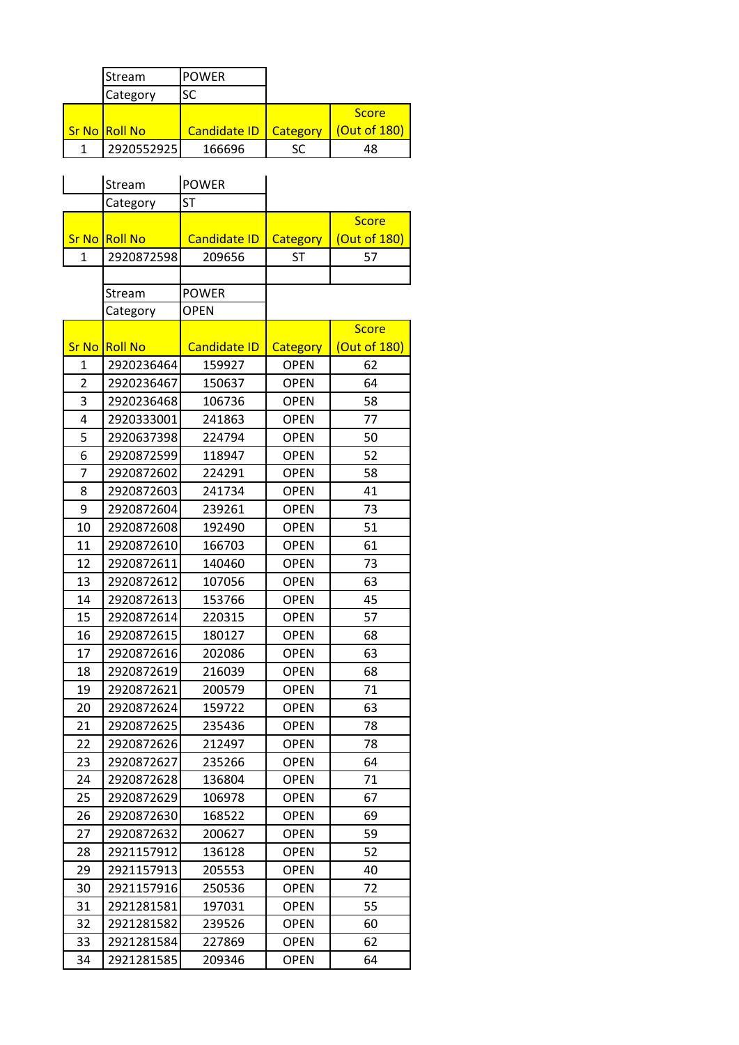| Stream | POWER |
|---|---|
| Category | SC |

| Sr No | Roll No | Candidate ID | Category | Score (Out of 180) |
|---|---|---|---|---|
| 1 | 2920552925 | 166696 | SC | 48 |

| Stream | POWER |
|---|---|
| Category | ST |

| Sr No | Roll No | Candidate ID | Category | Score (Out of 180) |
|---|---|---|---|---|
| 1 | 2920872598 | 209656 | ST | 57 |

| Stream | POWER |
|---|---|
| Category | OPEN |

| Sr No | Roll No | Candidate ID | Category | Score (Out of 180) |
|---|---|---|---|---|
| 1 | 2920236464 | 159927 | OPEN | 62 |
| 2 | 2920236467 | 150637 | OPEN | 64 |
| 3 | 2920236468 | 106736 | OPEN | 58 |
| 4 | 2920333001 | 241863 | OPEN | 77 |
| 5 | 2920637398 | 224794 | OPEN | 50 |
| 6 | 2920872599 | 118947 | OPEN | 52 |
| 7 | 2920872602 | 224291 | OPEN | 58 |
| 8 | 2920872603 | 241734 | OPEN | 41 |
| 9 | 2920872604 | 239261 | OPEN | 73 |
| 10 | 2920872608 | 192490 | OPEN | 51 |
| 11 | 2920872610 | 166703 | OPEN | 61 |
| 12 | 2920872611 | 140460 | OPEN | 73 |
| 13 | 2920872612 | 107056 | OPEN | 63 |
| 14 | 2920872613 | 153766 | OPEN | 45 |
| 15 | 2920872614 | 220315 | OPEN | 57 |
| 16 | 2920872615 | 180127 | OPEN | 68 |
| 17 | 2920872616 | 202086 | OPEN | 63 |
| 18 | 2920872619 | 216039 | OPEN | 68 |
| 19 | 2920872621 | 200579 | OPEN | 71 |
| 20 | 2920872624 | 159722 | OPEN | 63 |
| 21 | 2920872625 | 235436 | OPEN | 78 |
| 22 | 2920872626 | 212497 | OPEN | 78 |
| 23 | 2920872627 | 235266 | OPEN | 64 |
| 24 | 2920872628 | 136804 | OPEN | 71 |
| 25 | 2920872629 | 106978 | OPEN | 67 |
| 26 | 2920872630 | 168522 | OPEN | 69 |
| 27 | 2920872632 | 200627 | OPEN | 59 |
| 28 | 2921157912 | 136128 | OPEN | 52 |
| 29 | 2921157913 | 205553 | OPEN | 40 |
| 30 | 2921157916 | 250536 | OPEN | 72 |
| 31 | 2921281581 | 197031 | OPEN | 55 |
| 32 | 2921281582 | 239526 | OPEN | 60 |
| 33 | 2921281584 | 227869 | OPEN | 62 |
| 34 | 2921281585 | 209346 | OPEN | 64 |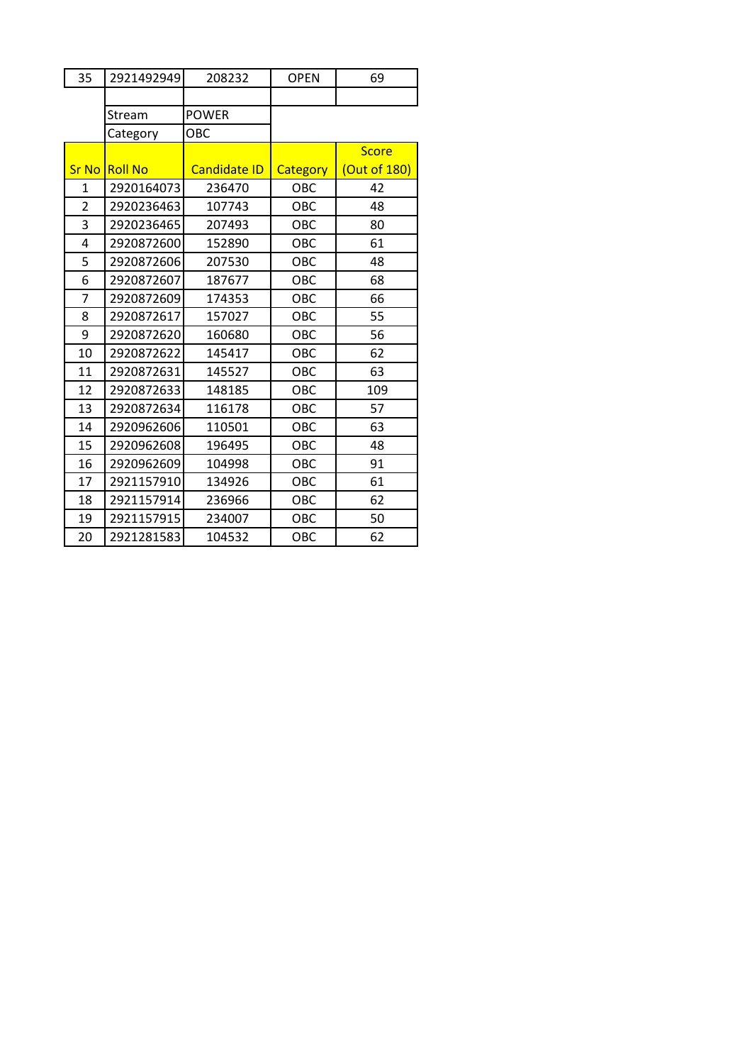| | | | | |
|---|---|---|---|---|
| 35 | 2921492949 | 208232 | OPEN | 69 |

| | |
|---|---|
| Stream | POWER |
| Category | OBC |

| Sr No | Roll No | Candidate ID | Category | Score (Out of 180) |
|---|---|---|---|---|
| 1 | 2920164073 | 236470 | OBC | 42 |
| 2 | 2920236463 | 107743 | OBC | 48 |
| 3 | 2920236465 | 207493 | OBC | 80 |
| 4 | 2920872600 | 152890 | OBC | 61 |
| 5 | 2920872606 | 207530 | OBC | 48 |
| 6 | 2920872607 | 187677 | OBC | 68 |
| 7 | 2920872609 | 174353 | OBC | 66 |
| 8 | 2920872617 | 157027 | OBC | 55 |
| 9 | 2920872620 | 160680 | OBC | 56 |
| 10 | 2920872622 | 145417 | OBC | 62 |
| 11 | 2920872631 | 145527 | OBC | 63 |
| 12 | 2920872633 | 148185 | OBC | 109 |
| 13 | 2920872634 | 116178 | OBC | 57 |
| 14 | 2920962606 | 110501 | OBC | 63 |
| 15 | 2920962608 | 196495 | OBC | 48 |
| 16 | 2920962609 | 104998 | OBC | 91 |
| 17 | 2921157910 | 134926 | OBC | 61 |
| 18 | 2921157914 | 236966 | OBC | 62 |
| 19 | 2921157915 | 234007 | OBC | 50 |
| 20 | 2921281583 | 104532 | OBC | 62 |